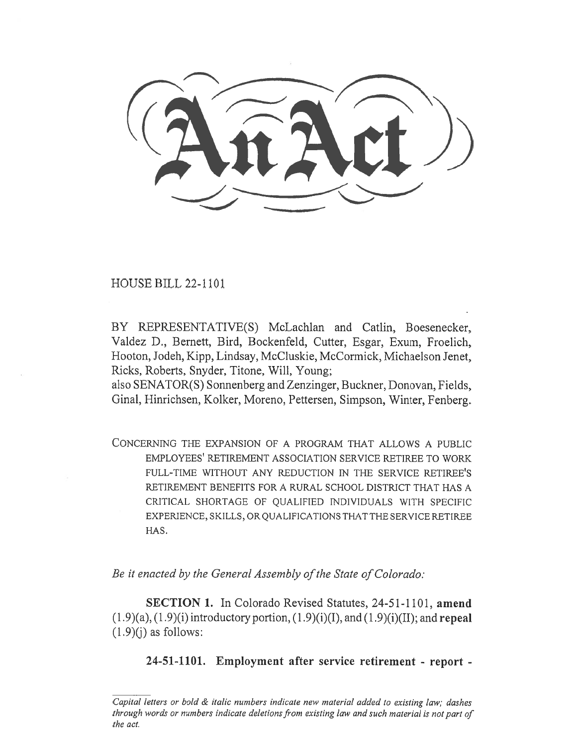# An Act

HOUSE BILL 22-1101

BY REPRESENTATIVE(S) McLachlan and Catlin, Boesenecker, Valdez D., Bernett, Bird, Bockenfeld, Cutter, Esgar, Exum, Froelich, Hooton, Jodeh, Kipp, Lindsay, McCluskie, McCormick, Michaelson Jenet, Ricks, Roberts, Snyder, Titone, Will, Young;
also SENATOR(S) Sonnenberg and Zenzinger, Buckner, Donovan, Fields, Ginal, Hinrichsen, Kolker, Moreno, Pettersen, Simpson, Winter, Fenberg.

CONCERNING THE EXPANSION OF A PROGRAM THAT ALLOWS A PUBLIC EMPLOYEES' RETIREMENT ASSOCIATION SERVICE RETIREE TO WORK FULL-TIME WITHOUT ANY REDUCTION IN THE SERVICE RETIREE'S RETIREMENT BENEFITS FOR A RURAL SCHOOL DISTRICT THAT HAS A CRITICAL SHORTAGE OF QUALIFIED INDIVIDUALS WITH SPECIFIC EXPERIENCE, SKILLS, OR QUALIFICATIONS THAT THE SERVICE RETIREE HAS.

*Be it enacted by the General Assembly of the State of Colorado:*

**SECTION 1.** In Colorado Revised Statutes, 24-51-1101, **amend** (1.9)(a), (1.9)(i) introductory portion, (1.9)(i)(I), and (1.9)(i)(II); and **repeal** (1.9)(j) as follows:

**24-51-1101. Employment after service retirement - report -**

*Capital letters or bold & italic numbers indicate new material added to existing law; dashes through words or numbers indicate deletions from existing law and such material is not part of the act.*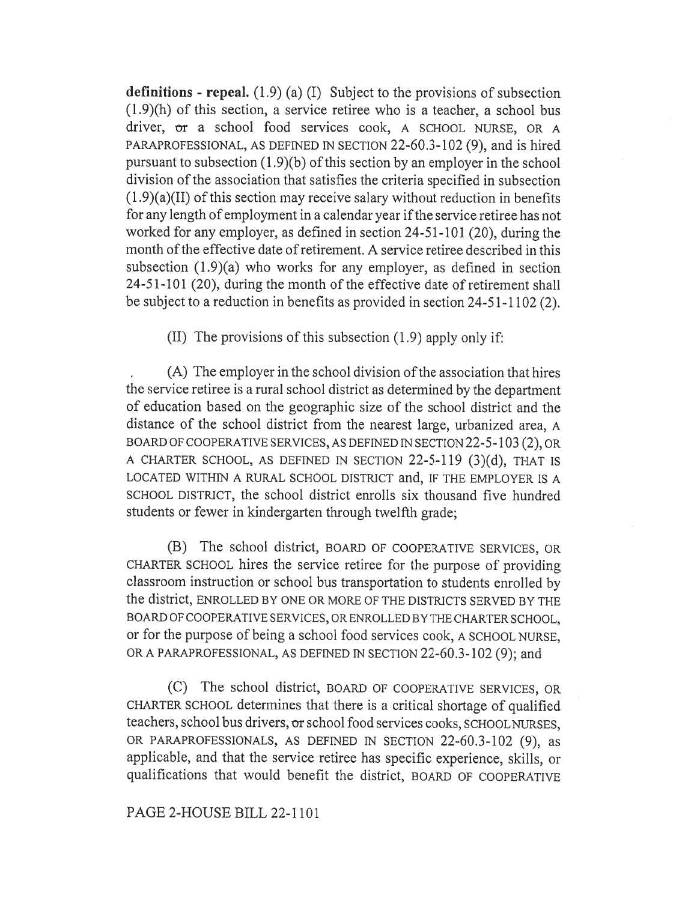**definitions - repeal.** (1.9) (a) (I) Subject to the provisions of subsection (1.9)(h) of this section, a service retiree who is a teacher, a school bus driver, ~~or~~ a school food services cook, A SCHOOL NURSE, OR A PARAPROFESSIONAL, AS DEFINED IN SECTION 22-60.3-102 (9), and is hired pursuant to subsection (1.9)(b) of this section by an employer in the school division of the association that satisfies the criteria specified in subsection (1.9)(a)(II) of this section may receive salary without reduction in benefits for any length of employment in a calendar year if the service retiree has not worked for any employer, as defined in section 24-51-101 (20), during the month of the effective date of retirement. A service retiree described in this subsection (1.9)(a) who works for any employer, as defined in section 24-51-101 (20), during the month of the effective date of retirement shall be subject to a reduction in benefits as provided in section 24-51-1102 (2).

(II) The provisions of this subsection (1.9) apply only if:

(A) The employer in the school division of the association that hires the service retiree is a rural school district as determined by the department of education based on the geographic size of the school district and the distance of the school district from the nearest large, urbanized area, A BOARD OF COOPERATIVE SERVICES, AS DEFINED IN SECTION 22-5-103 (2), OR A CHARTER SCHOOL, AS DEFINED IN SECTION 22-5-119 (3)(d), THAT IS LOCATED WITHIN A RURAL SCHOOL DISTRICT and, IF THE EMPLOYER IS A SCHOOL DISTRICT, the school district enrolls six thousand five hundred students or fewer in kindergarten through twelfth grade;

(B) The school district, BOARD OF COOPERATIVE SERVICES, OR CHARTER SCHOOL hires the service retiree for the purpose of providing classroom instruction or school bus transportation to students enrolled by the district, ENROLLED BY ONE OR MORE OF THE DISTRICTS SERVED BY THE BOARD OF COOPERATIVE SERVICES, OR ENROLLED BY THE CHARTER SCHOOL, or for the purpose of being a school food services cook, A SCHOOL NURSE, OR A PARAPROFESSIONAL, AS DEFINED IN SECTION 22-60.3-102 (9); and

(C) The school district, BOARD OF COOPERATIVE SERVICES, OR CHARTER SCHOOL determines that there is a critical shortage of qualified teachers, school bus drivers, ~~or~~ school food services cooks, SCHOOL NURSES, OR PARAPROFESSIONALS, AS DEFINED IN SECTION 22-60.3-102 (9), as applicable, and that the service retiree has specific experience, skills, or qualifications that would benefit the district, BOARD OF COOPERATIVE

PAGE 2-HOUSE BILL 22-1101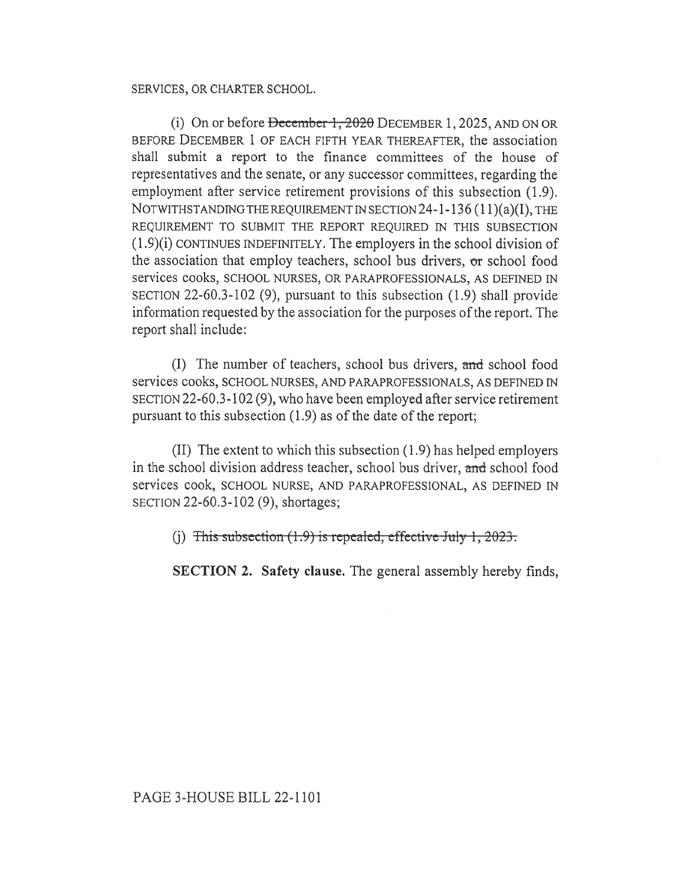SERVICES, OR CHARTER SCHOOL.

(i) On or before ~~December 1, 2020~~ DECEMBER 1, 2025, AND ON OR BEFORE DECEMBER 1 OF EACH FIFTH YEAR THEREAFTER, the association shall submit a report to the finance committees of the house of representatives and the senate, or any successor committees, regarding the employment after service retirement provisions of this subsection (1.9). NOTWITHSTANDING THE REQUIREMENT IN SECTION 24-1-136 (11)(a)(I), THE REQUIREMENT TO SUBMIT THE REPORT REQUIRED IN THIS SUBSECTION (1.9)(i) CONTINUES INDEFINITELY. The employers in the school division of the association that employ teachers, school bus drivers, ~~or~~ school food services cooks, SCHOOL NURSES, OR PARAPROFESSIONALS, AS DEFINED IN SECTION 22-60.3-102 (9), pursuant to this subsection (1.9) shall provide information requested by the association for the purposes of the report. The report shall include:

(I) The number of teachers, school bus drivers, ~~and~~ school food services cooks, SCHOOL NURSES, AND PARAPROFESSIONALS, AS DEFINED IN SECTION 22-60.3-102 (9), who have been employed after service retirement pursuant to this subsection (1.9) as of the date of the report;

(II) The extent to which this subsection (1.9) has helped employers in the school division address teacher, school bus driver, ~~and~~ school food services cook, SCHOOL NURSE, AND PARAPROFESSIONAL, AS DEFINED IN SECTION 22-60.3-102 (9), shortages;

(j) ~~This subsection (1.9) is repealed, effective July 1, 2023.~~

**SECTION 2. Safety clause.** The general assembly hereby finds,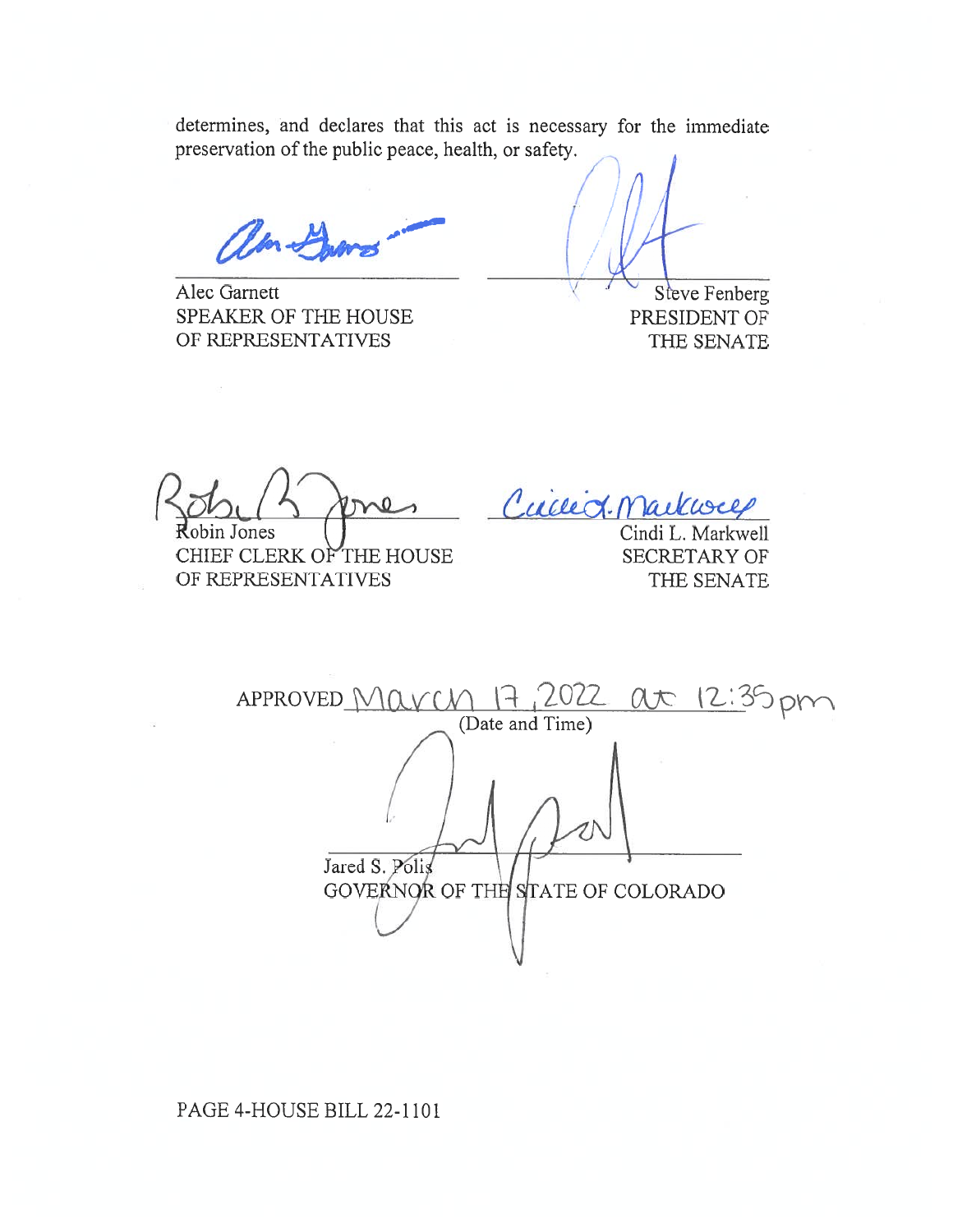determines, and declares that this act is necessary for the immediate preservation of the public peace, health, or safety.

Alec Garnett
SPEAKER OF THE HOUSE
OF REPRESENTATIVES

Steve Fenberg
PRESIDENT OF
THE SENATE

Robin Jones
CHIEF CLERK OF THE HOUSE
OF REPRESENTATIVES

Cindi L. Markwell
SECRETARY OF
THE SENATE

APPROVED March 17, 2022 at 12:35 pm
(Date and Time)

Jared S. Polis
GOVERNOR OF THE STATE OF COLORADO

PAGE 4-HOUSE BILL 22-1101